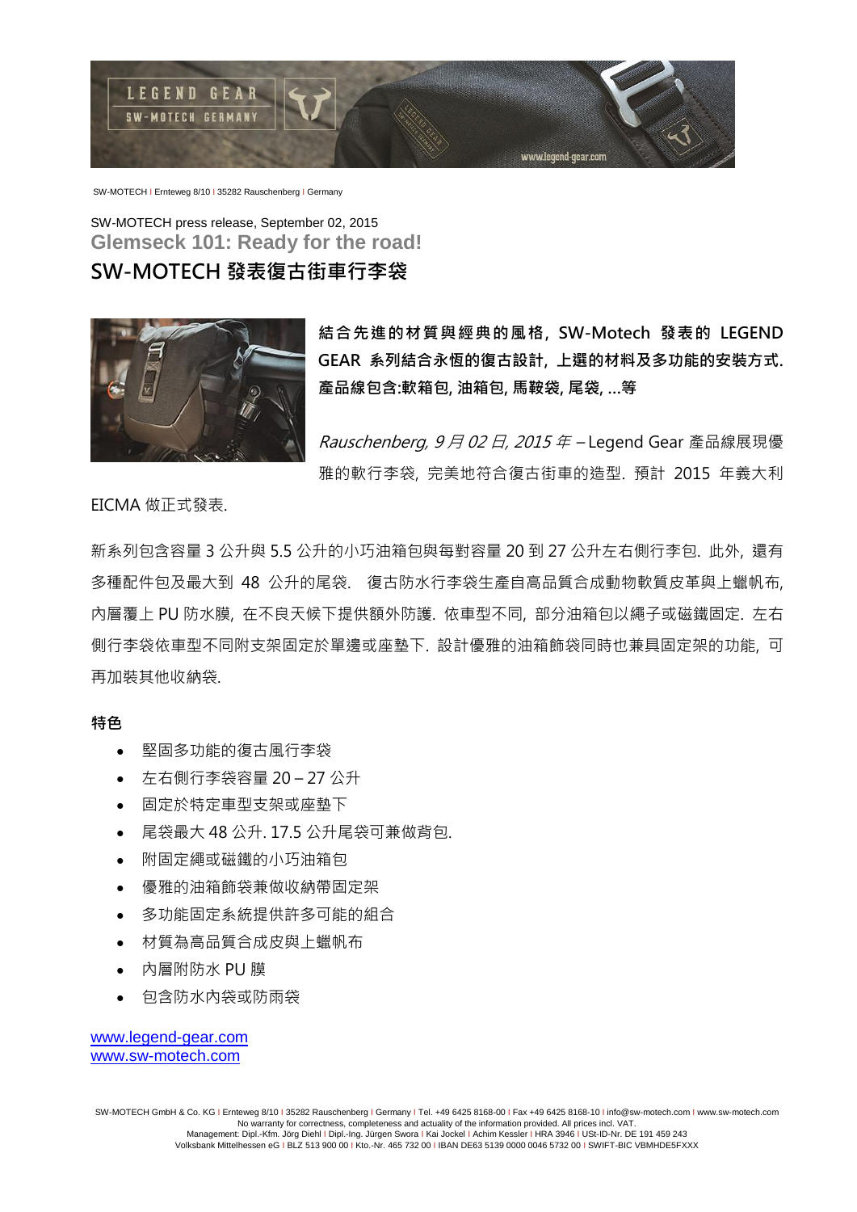SW-MOTECH | Ernteweg 8/10 | 35282 Rauschenberg | Germany

SW-MOTECH press release, September 02, 2015

## Glemseck 101: Ready for the road!

# SW-MOTECH 發表復古街車行李袋

**結合先進的材質與經典的風格，SW-Motech 發表的 LEGEND GEAR 系列結合永恆的復古設計，上選的材料及多功能的安裝方式. 產品線包含:軟箱包, 油箱包, 馬鞍袋, 尾袋, ...等**

*Rauschenberg, 9 月 02 日, 2015 年* – Legend Gear 產品線展現優雅的軟行李袋，完美地符合復古街車的造型. 預計 2015 年義大利 EICMA 做正式發表.

新系列包含容量 3 公升與 5.5 公升的小巧油箱包與每對容量 20 到 27 公升左右側行李包. 此外，還有多種配件包及最大到 48 公升的尾袋. 復古防水行李袋生產自高品質合成動物軟質皮革與上蠟帆布, 內層覆上 PU 防水膜，在不良天候下提供額外防護. 依車型不同，部分油箱包以繩子或磁鐵固定. 左右側行李袋依車型不同附支架固定於單邊或座墊下. 設計優雅的油箱飾袋同時也兼具固定架的功能，可再加裝其他收納袋.

**特色**

- 堅固多功能的復古風行李袋
- 左右側行李袋容量 20 – 27 公升
- 固定於特定車型支架或座墊下
- 尾袋最大 48 公升. 17.5 公升尾袋可兼做背包.
- 附固定繩或磁鐵的小巧油箱包
- 優雅的油箱飾袋兼做收納帶固定架
- 多功能固定系統提供許多可能的組合
- 材質為高品質合成皮與上蠟帆布
- 內層附防水 PU 膜
- 包含防水內袋或防雨袋

www.legend-gear.com
www.sw-motech.com

SW-MOTECH GmbH & Co. KG | Ernteweg 8/10 | 35282 Rauschenberg | Germany | Tel. +49 6425 8168-00 | Fax +49 6425 8168-10 | info@sw-motech.com | www.sw-motech.com
No warranty for correctness, completeness and actuality of the information provided. All prices incl. VAT.
Management: Dipl.-Kfm. Jörg Diehl | Dipl.-Ing. Jürgen Swora | Kai Jockel | Achim Kessler | HRA 3946 | USt-ID-Nr. DE 191 459 243
Volksbank Mittelhessen eG | BLZ 513 900 00 | Kto.-Nr. 465 732 00 | IBAN DE63 5139 0000 0046 5732 00 | SWIFT-BIC VBMHDE5FXXX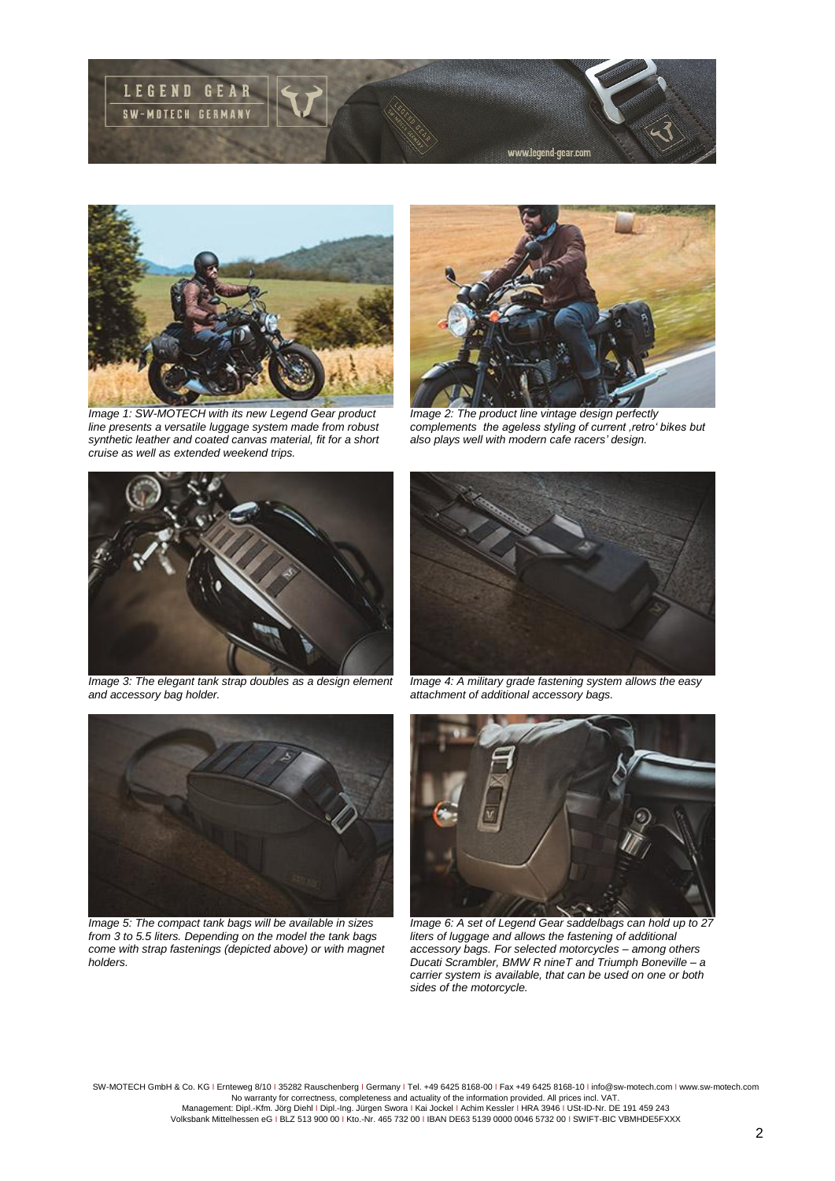*Image 1: SW-MOTECH with its new Legend Gear product line presents a versatile luggage system made from robust synthetic leather and coated canvas material, fit for a short cruise as well as extended weekend trips.*

*Image 2: The product line vintage design perfectly complements the ageless styling of current ‚retro' bikes but also plays well with modern cafe racers' design.*

*Image 3: The elegant tank strap doubles as a design element and accessory bag holder.*

*Image 4: A military grade fastening system allows the easy attachment of additional accessory bags.*

*Image 5: The compact tank bags will be available in sizes from 3 to 5.5 liters. Depending on the model the tank bags come with strap fastenings (depicted above) or with magnet holders.*

*Image 6: A set of Legend Gear saddelbags can hold up to 27 liters of luggage and allows the fastening of additional accessory bags. For selected motorcycles – among others Ducati Scrambler, BMW R nineT and Triumph Boneville – a carrier system is available, that can be used on one or both sides of the motorcycle.*

SW-MOTECH GmbH & Co. KG I Ernteweg 8/10 I 35282 Rauschenberg I Germany I Tel. +49 6425 8168-00 I Fax +49 6425 8168-10 I info@sw-motech.com I www.sw-motech.com
No warranty for correctness, completeness and actuality of the information provided. All prices incl. VAT.
Management: Dipl.-Kfm. Jörg Diehl I Dipl.-Ing. Jürgen Swora I Kai Jockel I Achim Kessler I HRA 3946 I USt-ID-Nr. DE 191 459 243
Volksbank Mittelhessen eG I BLZ 513 900 00 I Kto.-Nr. 465 732 00 I IBAN DE63 5139 0000 0046 5732 00 I SWIFT-BIC VBMHDE5FXXX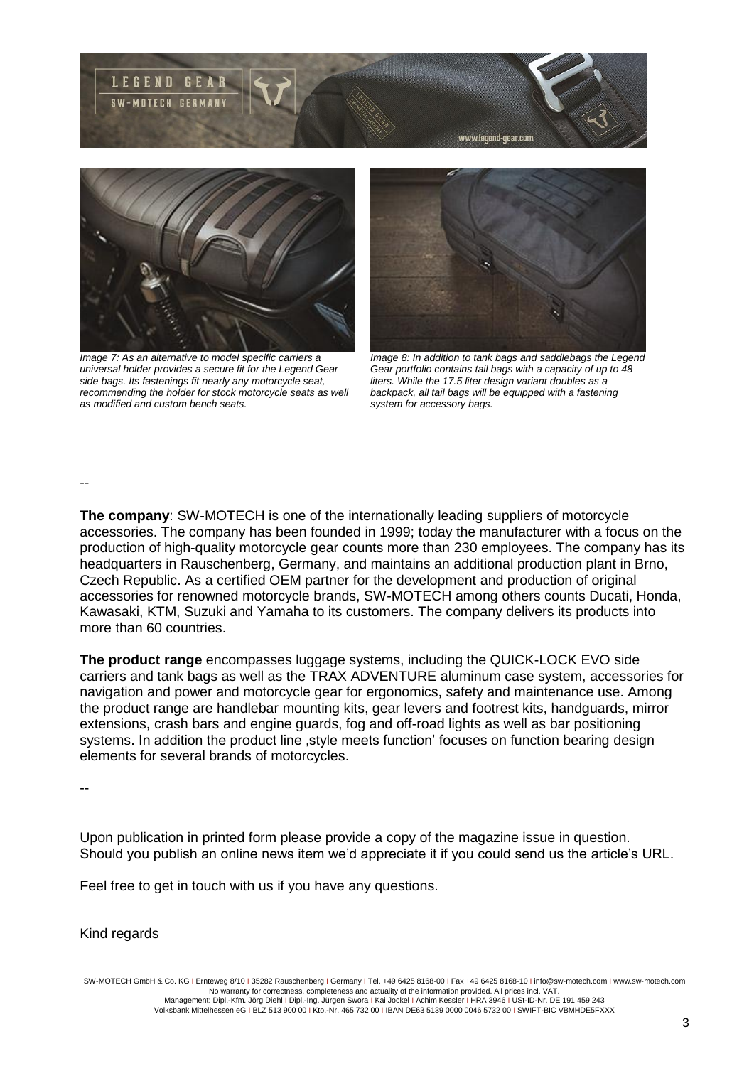*Image 7: As an alternative to model specific carriers a universal holder provides a secure fit for the Legend Gear side bags. Its fastenings fit nearly any motorcycle seat, recommending the holder for stock motorcycle seats as well as modified and custom bench seats.*

*Image 8: In addition to tank bags and saddlebags the Legend Gear portfolio contains tail bags with a capacity of up to 48 liters. While the 17.5 liter design variant doubles as a backpack, all tail bags will be equipped with a fastening system for accessory bags.*

--

**The company**: SW-MOTECH is one of the internationally leading suppliers of motorcycle accessories. The company has been founded in 1999; today the manufacturer with a focus on the production of high-quality motorcycle gear counts more than 230 employees. The company has its headquarters in Rauschenberg, Germany, and maintains an additional production plant in Brno, Czech Republic. As a certified OEM partner for the development and production of original accessories for renowned motorcycle brands, SW-MOTECH among others counts Ducati, Honda, Kawasaki, KTM, Suzuki and Yamaha to its customers. The company delivers its products into more than 60 countries.

**The product range** encompasses luggage systems, including the QUICK-LOCK EVO side carriers and tank bags as well as the TRAX ADVENTURE aluminum case system, accessories for navigation and power and motorcycle gear for ergonomics, safety and maintenance use. Among the product range are handlebar mounting kits, gear levers and footrest kits, handguards, mirror extensions, crash bars and engine guards, fog and off-road lights as well as bar positioning systems. In addition the product line ‚style meets function' focuses on function bearing design elements for several brands of motorcycles.

--

Upon publication in printed form please provide a copy of the magazine issue in question. Should you publish an online news item we'd appreciate it if you could send us the article's URL.

Feel free to get in touch with us if you have any questions.

Kind regards

SW-MOTECH GmbH & Co. KG I Ernteweg 8/10 I 35282 Rauschenberg I Germany I Tel. +49 6425 8168-00 I Fax +49 6425 8168-10 I info@sw-motech.com I www.sw-motech.com
No warranty for correctness, completeness and actuality of the information provided. All prices incl. VAT.
Management: Dipl.-Kfm. Jörg Diehl I Dipl.-Ing. Jürgen Swora I Kai Jockel I Achim Kessler I HRA 3946 I USt-ID-Nr. DE 191 459 243
Volksbank Mittelhessen eG I BLZ 513 900 00 I Kto.-Nr. 465 732 00 I IBAN DE63 5139 0000 0046 5732 00 I SWIFT-BIC VBMHDE5FXXX